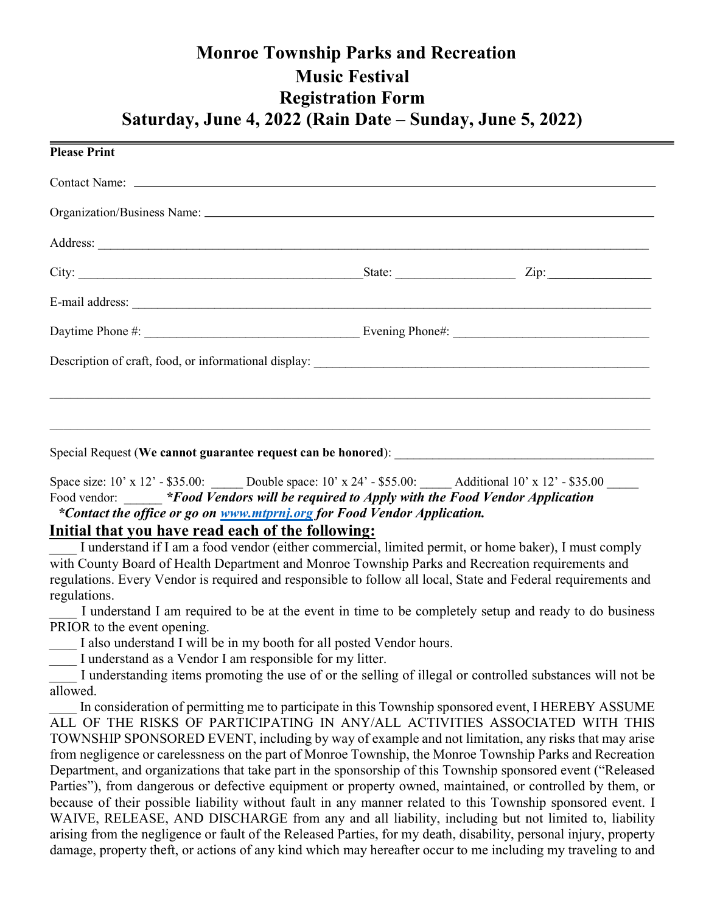# Monroe Township Parks and Recreation
## Music Festival
## Registration Form
## Saturday, June 4, 2022 (Rain Date – Sunday, June 5, 2022)

**Please Print**

Contact Name: ______________________________________________

Organization/Business Name: ______________________________________________

Address: ______________________________________________

City: ______________________________ State: ______________ Zip: ______________

E-mail address: ______________________________________________

Daytime Phone #: ______________________ Evening Phone#: ______________________

Description of craft, food, or informational display: ______________________________________________

______________________________________________

______________________________________________

Special Request (**We cannot guarantee request can be honored**): ______________________________

Space size: 10' x 12' - $35.00: _____ Double space: 10' x 24' - $55.00: _____ Additional 10' x 12' - $35.00 _____
Food vendor: ______ ***\*Food Vendors will be required to Apply with the Food Vendor Application***
***\*Contact the office or go on [www.mtprnj.org](http://www.mtprnj.org) for Food Vendor Application.***

## Initial that you have read each of the following:

____ I understand if I am a food vendor (either commercial, limited permit, or home baker), I must comply with County Board of Health Department and Monroe Township Parks and Recreation requirements and regulations. Every Vendor is required and responsible to follow all local, State and Federal requirements and regulations.

____ I understand I am required to be at the event in time to be completely setup and ready to do business PRIOR to the event opening.

____ I also understand I will be in my booth for all posted Vendor hours.

____ I understand as a Vendor I am responsible for my litter.

____ I understanding items promoting the use of or the selling of illegal or controlled substances will not be allowed.

____ In consideration of permitting me to participate in this Township sponsored event, I HEREBY ASSUME ALL OF THE RISKS OF PARTICIPATING IN ANY/ALL ACTIVITIES ASSOCIATED WITH THIS TOWNSHIP SPONSORED EVENT, including by way of example and not limitation, any risks that may arise from negligence or carelessness on the part of Monroe Township, the Monroe Township Parks and Recreation Department, and organizations that take part in the sponsorship of this Township sponsored event ("Released Parties"), from dangerous or defective equipment or property owned, maintained, or controlled by them, or because of their possible liability without fault in any manner related to this Township sponsored event. I WAIVE, RELEASE, AND DISCHARGE from any and all liability, including but not limited to, liability arising from the negligence or fault of the Released Parties, for my death, disability, personal injury, property damage, property theft, or actions of any kind which may hereafter occur to me including my traveling to and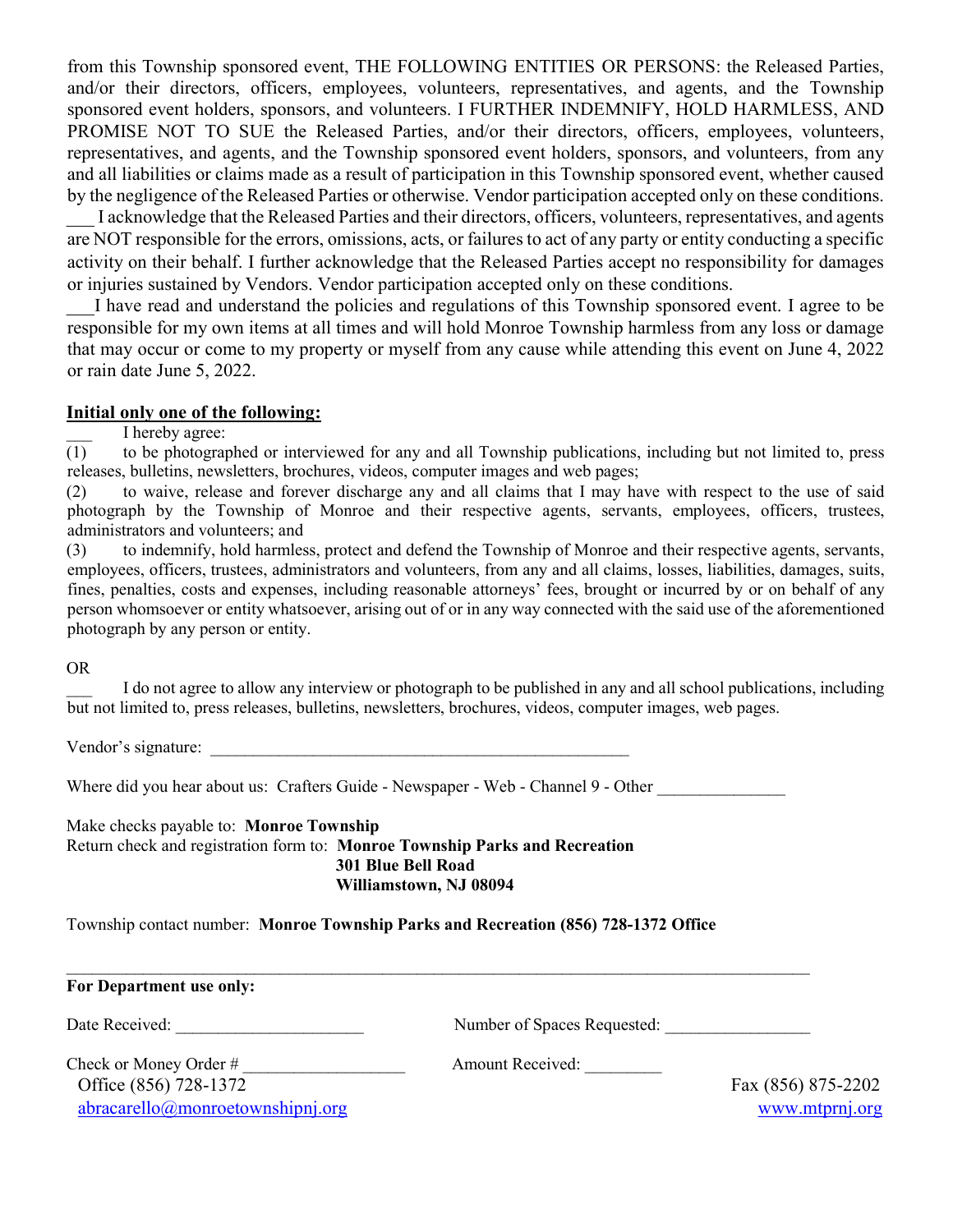from this Township sponsored event, THE FOLLOWING ENTITIES OR PERSONS: the Released Parties, and/or their directors, officers, employees, volunteers, representatives, and agents, and the Township sponsored event holders, sponsors, and volunteers. I FURTHER INDEMNIFY, HOLD HARMLESS, AND PROMISE NOT TO SUE the Released Parties, and/or their directors, officers, employees, volunteers, representatives, and agents, and the Township sponsored event holders, sponsors, and volunteers, from any and all liabilities or claims made as a result of participation in this Township sponsored event, whether caused by the negligence of the Released Parties or otherwise. Vendor participation accepted only on these conditions.

___ I acknowledge that the Released Parties and their directors, officers, volunteers, representatives, and agents are NOT responsible for the errors, omissions, acts, or failures to act of any party or entity conducting a specific activity on their behalf. I further acknowledge that the Released Parties accept no responsibility for damages or injuries sustained by Vendors. Vendor participation accepted only on these conditions.

___I have read and understand the policies and regulations of this Township sponsored event. I agree to be responsible for my own items at all times and will hold Monroe Township harmless from any loss or damage that may occur or come to my property or myself from any cause while attending this event on June 4, 2022 or rain date June 5, 2022.

**Initial only one of the following:**

___ I hereby agree:

(1) to be photographed or interviewed for any and all Township publications, including but not limited to, press releases, bulletins, newsletters, brochures, videos, computer images and web pages;

(2) to waive, release and forever discharge any and all claims that I may have with respect to the use of said photograph by the Township of Monroe and their respective agents, servants, employees, officers, trustees, administrators and volunteers; and

(3) to indemnify, hold harmless, protect and defend the Township of Monroe and their respective agents, servants, employees, officers, trustees, administrators and volunteers, from any and all claims, losses, liabilities, damages, suits, fines, penalties, costs and expenses, including reasonable attorneys' fees, brought or incurred by or on behalf of any person whomsoever or entity whatsoever, arising out of or in any way connected with the said use of the aforementioned photograph by any person or entity.

OR

___ I do not agree to allow any interview or photograph to be published in any and all school publications, including but not limited to, press releases, bulletins, newsletters, brochures, videos, computer images, web pages.

Vendor's signature: ___________________________________________________

Where did you hear about us: Crafters Guide - Newspaper - Web - Channel 9 - Other _______________

Make checks payable to: **Monroe Township**

Return check and registration form to: **Monroe Township Parks and Recreation**
**301 Blue Bell Road**
**Williamstown, NJ 08094**

Township contact number: **Monroe Township Parks and Recreation (856) 728-1372 Office**

---

**For Department use only:**

Date Received: ______________________ Number of Spaces Requested: _________________

Check or Money Order # ___________________ Amount Received: _________

Office (856) 728-1372 Fax (856) 875-2202

abracarello@monroetownshipnj.org www.mtprnj.org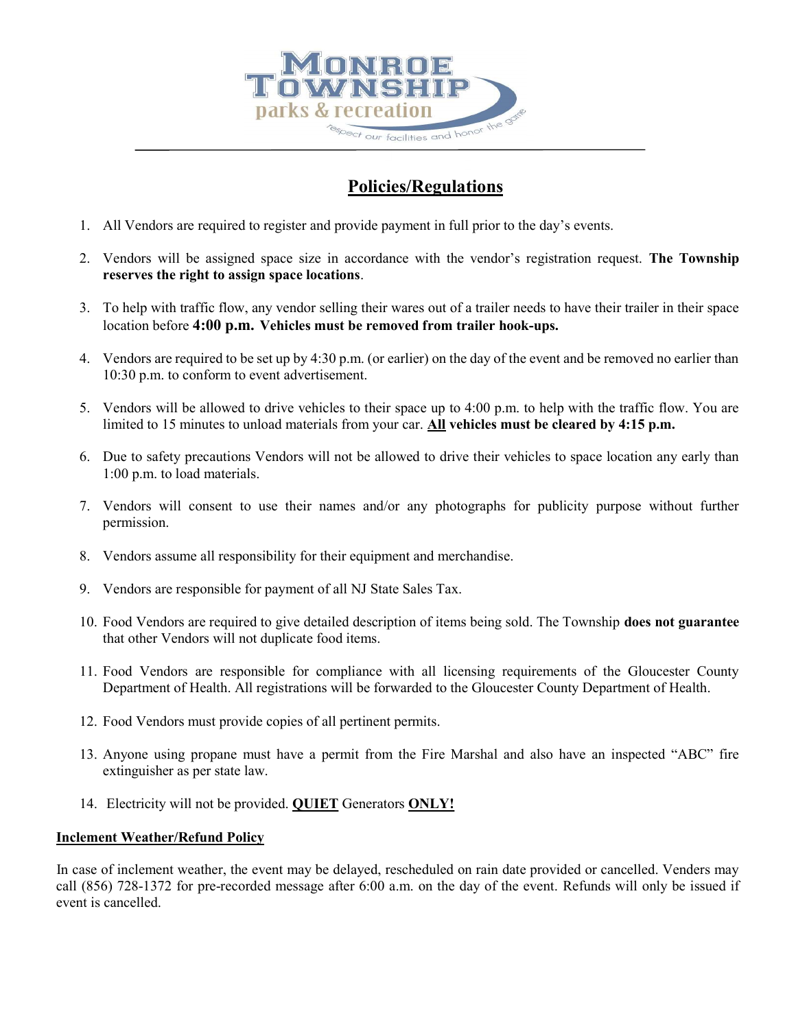MONROE TOWNSHIP
parks & recreation
respect our facilities and honor the game

# **Policies/Regulations**

1. All Vendors are required to register and provide payment in full prior to the day's events.

2. Vendors will be assigned space size in accordance with the vendor's registration request. **The Township reserves the right to assign space locations**.

3. To help with traffic flow, any vendor selling their wares out of a trailer needs to have their trailer in their space location before **4:00 p.m. Vehicles must be removed from trailer hook-ups.**

4. Vendors are required to be set up by 4:30 p.m. (or earlier) on the day of the event and be removed no earlier than 10:30 p.m. to conform to event advertisement.

5. Vendors will be allowed to drive vehicles to their space up to 4:00 p.m. to help with the traffic flow. You are limited to 15 minutes to unload materials from your car. **<u>All</u> vehicles must be cleared by 4:15 p.m.**

6. Due to safety precautions Vendors will not be allowed to drive their vehicles to space location any early than 1:00 p.m. to load materials.

7. Vendors will consent to use their names and/or any photographs for publicity purpose without further permission.

8. Vendors assume all responsibility for their equipment and merchandise.

9. Vendors are responsible for payment of all NJ State Sales Tax.

10. Food Vendors are required to give detailed description of items being sold. The Township **does not guarantee** that other Vendors will not duplicate food items.

11. Food Vendors are responsible for compliance with all licensing requirements of the Gloucester County Department of Health. All registrations will be forwarded to the Gloucester County Department of Health.

12. Food Vendors must provide copies of all pertinent permits.

13. Anyone using propane must have a permit from the Fire Marshal and also have an inspected "ABC" fire extinguisher as per state law.

14. Electricity will not be provided. **<u>QUIET</u>** Generators **<u>ONLY!</u>**

**<u>Inclement Weather/Refund Policy</u>**

In case of inclement weather, the event may be delayed, rescheduled on rain date provided or cancelled. Venders may call (856) 728-1372 for pre-recorded message after 6:00 a.m. on the day of the event. Refunds will only be issued if event is cancelled.